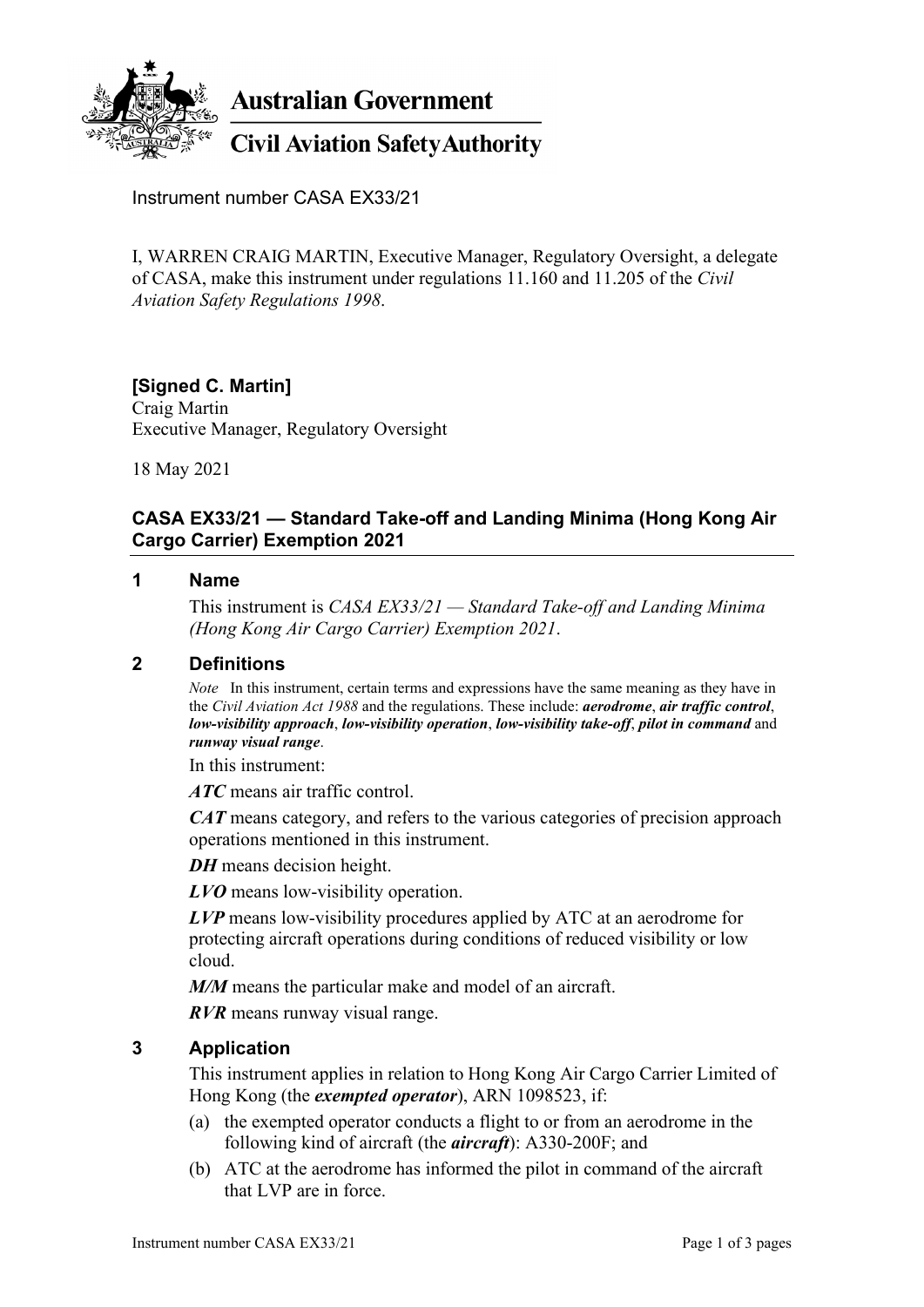**Australian Government**

**Civil Aviation Safety Authority**

Instrument number CASA EX33/21

I, WARREN CRAIG MARTIN, Executive Manager, Regulatory Oversight, a delegate of CASA, make this instrument under regulations 11.160 and 11.205 of the *Civil Aviation Safety Regulations 1998*.

**[Signed C. Martin]**
Craig Martin
Executive Manager, Regulatory Oversight

18 May 2021

## CASA EX33/21 — Standard Take-off and Landing Minima (Hong Kong Air Cargo Carrier) Exemption 2021

### 1 Name

This instrument is *CASA EX33/21 — Standard Take-off and Landing Minima (Hong Kong Air Cargo Carrier) Exemption 2021*.

### 2 Definitions

*Note* In this instrument, certain terms and expressions have the same meaning as they have in the *Civil Aviation Act 1988* and the regulations. These include: ***aerodrome***, ***air traffic control***, ***low-visibility approach***, ***low-visibility operation***, ***low-visibility take-off***, ***pilot in command*** and ***runway visual range***.

In this instrument:

***ATC*** means air traffic control.

***CAT*** means category, and refers to the various categories of precision approach operations mentioned in this instrument.

***DH*** means decision height.

***LVO*** means low-visibility operation.

***LVP*** means low-visibility procedures applied by ATC at an aerodrome for protecting aircraft operations during conditions of reduced visibility or low cloud.

***M/M*** means the particular make and model of an aircraft.

***RVR*** means runway visual range.

### 3 Application

This instrument applies in relation to Hong Kong Air Cargo Carrier Limited of Hong Kong (the ***exempted operator***), ARN 1098523, if:

(a) the exempted operator conducts a flight to or from an aerodrome in the following kind of aircraft (the ***aircraft***): A330-200F; and

(b) ATC at the aerodrome has informed the pilot in command of the aircraft that LVP are in force.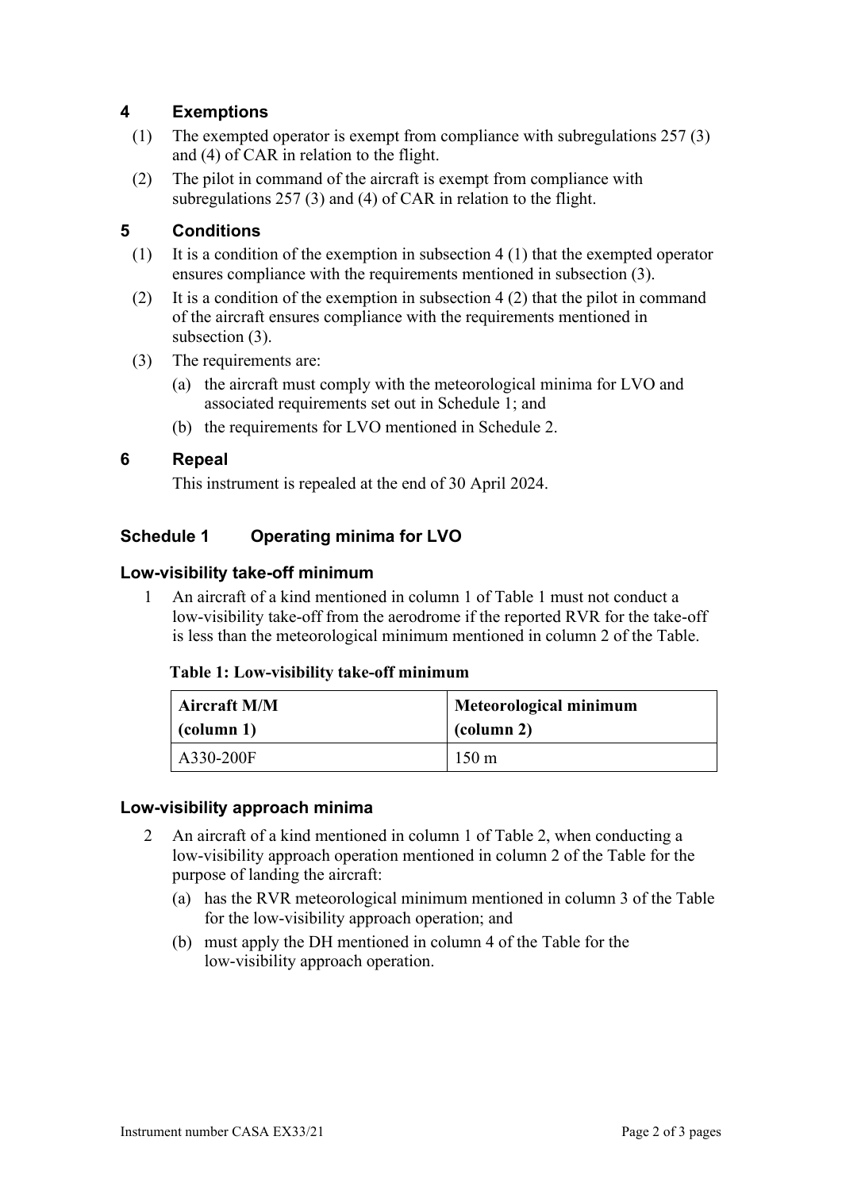## 4 Exemptions

(1) The exempted operator is exempt from compliance with subregulations 257 (3) and (4) of CAR in relation to the flight.

(2) The pilot in command of the aircraft is exempt from compliance with subregulations 257 (3) and (4) of CAR in relation to the flight.

## 5 Conditions

(1) It is a condition of the exemption in subsection 4 (1) that the exempted operator ensures compliance with the requirements mentioned in subsection (3).

(2) It is a condition of the exemption in subsection 4 (2) that the pilot in command of the aircraft ensures compliance with the requirements mentioned in subsection (3).

(3) The requirements are:

(a) the aircraft must comply with the meteorological minima for LVO and associated requirements set out in Schedule 1; and

(b) the requirements for LVO mentioned in Schedule 2.

## 6 Repeal

This instrument is repealed at the end of 30 April 2024.

## Schedule 1 Operating minima for LVO

### Low-visibility take-off minimum

1 An aircraft of a kind mentioned in column 1 of Table 1 must not conduct a low-visibility take-off from the aerodrome if the reported RVR for the take-off is less than the meteorological minimum mentioned in column 2 of the Table.

**Table 1: Low-visibility take-off minimum**

| Aircraft M/M (column 1) | Meteorological minimum (column 2) |
|---|---|
| A330-200F | 150 m |

### Low-visibility approach minima

2 An aircraft of a kind mentioned in column 1 of Table 2, when conducting a low-visibility approach operation mentioned in column 2 of the Table for the purpose of landing the aircraft:

(a) has the RVR meteorological minimum mentioned in column 3 of the Table for the low-visibility approach operation; and

(b) must apply the DH mentioned in column 4 of the Table for the low-visibility approach operation.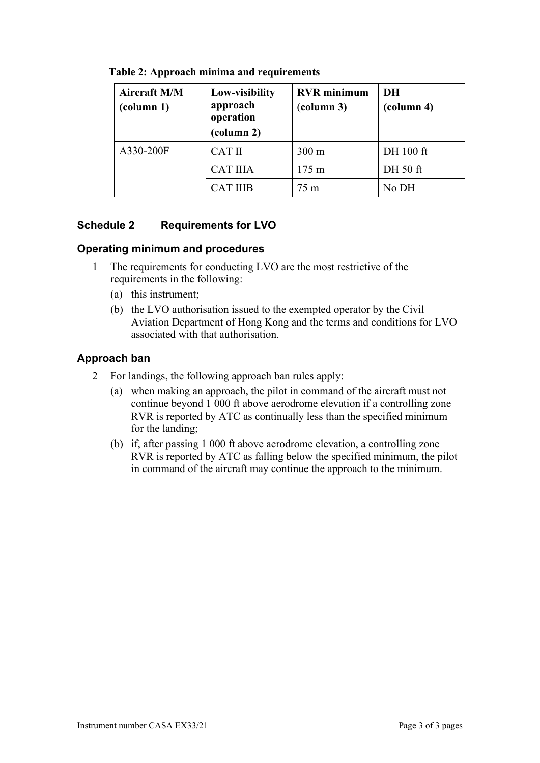**Table 2: Approach minima and requirements**

| Aircraft M/M (column 1) | Low-visibility approach operation (column 2) | RVR minimum (column 3) | DH (column 4) |
|---|---|---|---|
| A330-200F | CAT II | 300 m | DH 100 ft |
| | CAT IIIA | 175 m | DH 50 ft |
| | CAT IIIB | 75 m | No DH |

## Schedule 2 Requirements for LVO

### Operating minimum and procedures

1 The requirements for conducting LVO are the most restrictive of the requirements in the following:

(a) this instrument;

(b) the LVO authorisation issued to the exempted operator by the Civil Aviation Department of Hong Kong and the terms and conditions for LVO associated with that authorisation.

### Approach ban

2 For landings, the following approach ban rules apply:

(a) when making an approach, the pilot in command of the aircraft must not continue beyond 1 000 ft above aerodrome elevation if a controlling zone RVR is reported by ATC as continually less than the specified minimum for the landing;

(b) if, after passing 1 000 ft above aerodrome elevation, a controlling zone RVR is reported by ATC as falling below the specified minimum, the pilot in command of the aircraft may continue the approach to the minimum.